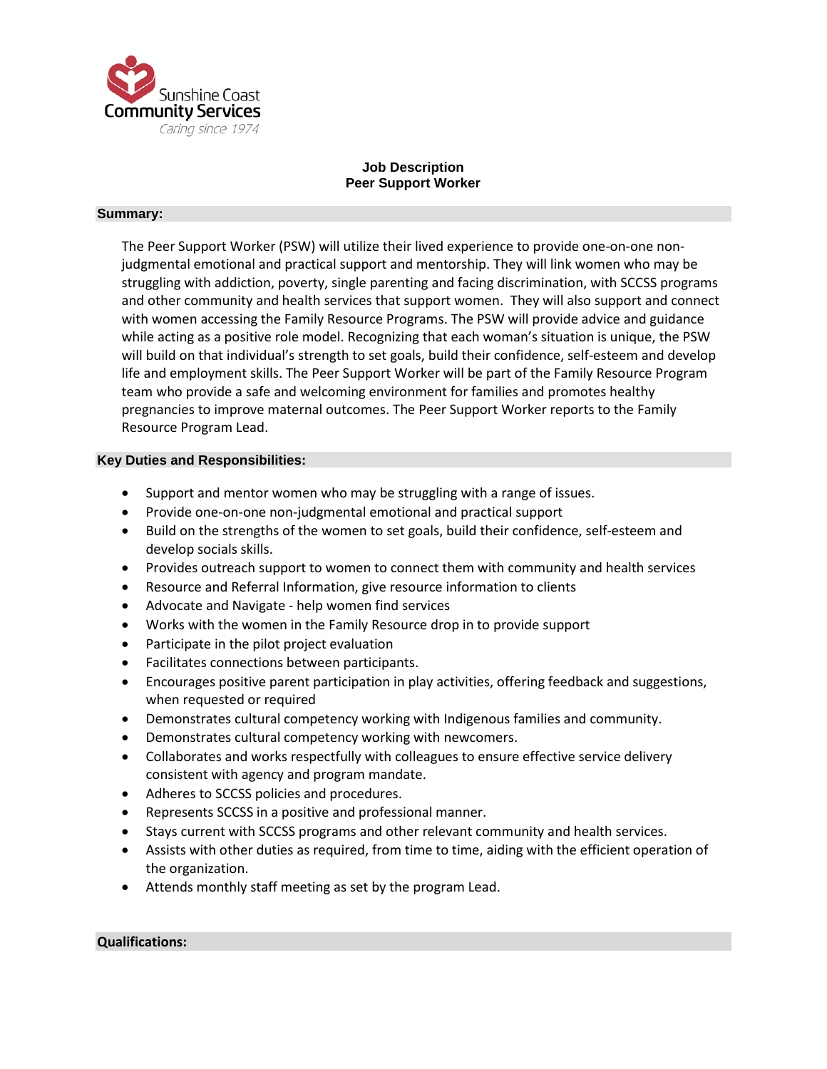Sunshine Coast
Community Services
*Caring since 1974*

# Job Description
# Peer Support Worker

## Summary:

The Peer Support Worker (PSW) will utilize their lived experience to provide one-on-one non-judgmental emotional and practical support and mentorship. They will link women who may be struggling with addiction, poverty, single parenting and facing discrimination, with SCCSS programs and other community and health services that support women. They will also support and connect with women accessing the Family Resource Programs. The PSW will provide advice and guidance while acting as a positive role model. Recognizing that each woman's situation is unique, the PSW will build on that individual's strength to set goals, build their confidence, self-esteem and develop life and employment skills. The Peer Support Worker will be part of the Family Resource Program team who provide a safe and welcoming environment for families and promotes healthy pregnancies to improve maternal outcomes. The Peer Support Worker reports to the Family Resource Program Lead.

## Key Duties and Responsibilities:

- Support and mentor women who may be struggling with a range of issues.
- Provide one-on-one non-judgmental emotional and practical support
- Build on the strengths of the women to set goals, build their confidence, self-esteem and develop socials skills.
- Provides outreach support to women to connect them with community and health services
- Resource and Referral Information, give resource information to clients
- Advocate and Navigate - help women find services
- Works with the women in the Family Resource drop in to provide support
- Participate in the pilot project evaluation
- Facilitates connections between participants.
- Encourages positive parent participation in play activities, offering feedback and suggestions, when requested or required
- Demonstrates cultural competency working with Indigenous families and community.
- Demonstrates cultural competency working with newcomers.
- Collaborates and works respectfully with colleagues to ensure effective service delivery consistent with agency and program mandate.
- Adheres to SCCSS policies and procedures.
- Represents SCCSS in a positive and professional manner.
- Stays current with SCCSS programs and other relevant community and health services.
- Assists with other duties as required, from time to time, aiding with the efficient operation of the organization.
- Attends monthly staff meeting as set by the program Lead.

## Qualifications: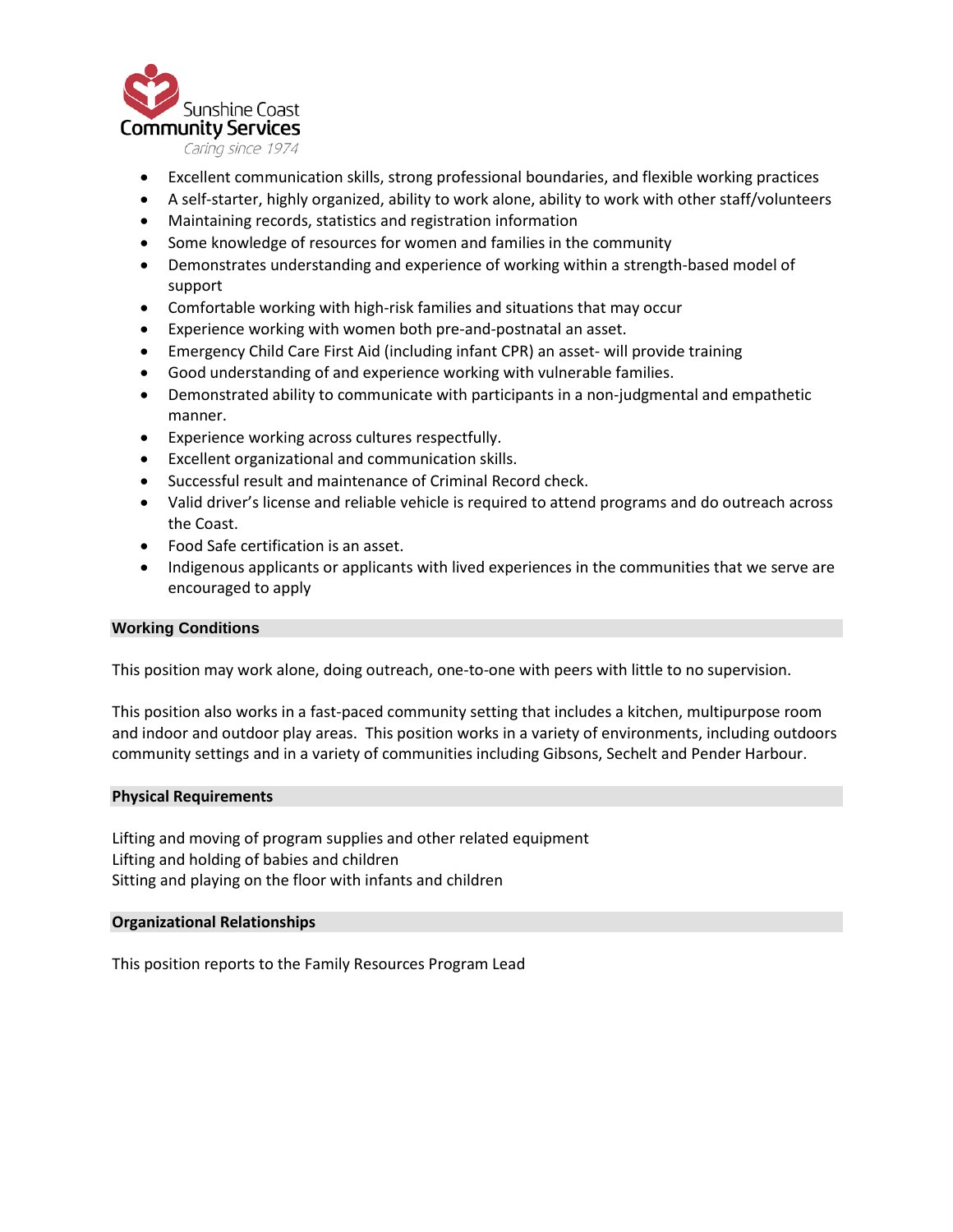- Excellent communication skills, strong professional boundaries, and flexible working practices
- A self-starter, highly organized, ability to work alone, ability to work with other staff/volunteers
- Maintaining records, statistics and registration information
- Some knowledge of resources for women and families in the community
- Demonstrates understanding and experience of working within a strength-based model of support
- Comfortable working with high-risk families and situations that may occur
- Experience working with women both pre-and-postnatal an asset.
- Emergency Child Care First Aid (including infant CPR) an asset- will provide training
- Good understanding of and experience working with vulnerable families.
- Demonstrated ability to communicate with participants in a non-judgmental and empathetic manner.
- Experience working across cultures respectfully.
- Excellent organizational and communication skills.
- Successful result and maintenance of Criminal Record check.
- Valid driver's license and reliable vehicle is required to attend programs and do outreach across the Coast.
- Food Safe certification is an asset.
- Indigenous applicants or applicants with lived experiences in the communities that we serve are encouraged to apply

## Working Conditions

This position may work alone, doing outreach, one-to-one with peers with little to no supervision.

This position also works in a fast-paced community setting that includes a kitchen, multipurpose room and indoor and outdoor play areas. This position works in a variety of environments, including outdoors community settings and in a variety of communities including Gibsons, Sechelt and Pender Harbour.

## Physical Requirements

Lifting and moving of program supplies and other related equipment
Lifting and holding of babies and children
Sitting and playing on the floor with infants and children

## Organizational Relationships

This position reports to the Family Resources Program Lead